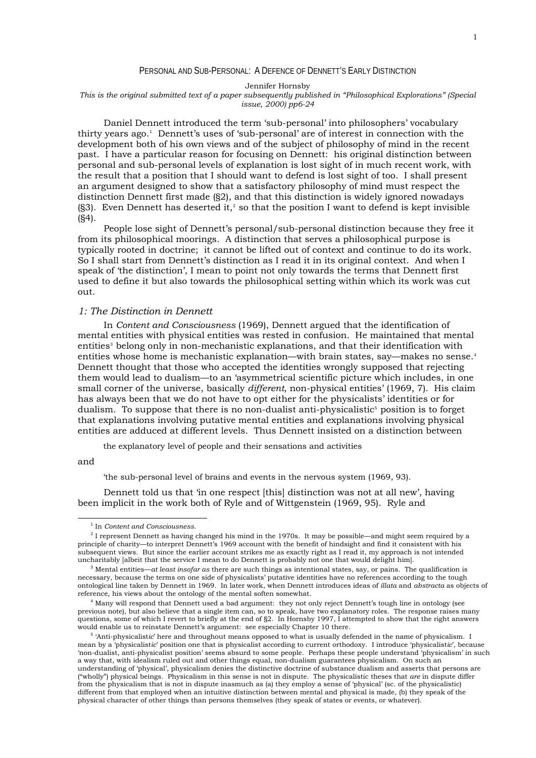# Personal and Sub-Personal: A Defence of Dennett's Early Distinction

Jennifer Hornsby

*This is the original submitted text of a paper subsequently published in "Philosophical Explorations" (Special issue, 2000) pp6-24*

Daniel Dennett introduced the term 'sub-personal' into philosophers' vocabulary thirty years ago.[1] Dennett's uses of 'sub-personal' are of interest in connection with the development both of his own views and of the subject of philosophy of mind in the recent past. I have a particular reason for focusing on Dennett: his original distinction between personal and sub-personal levels of explanation is lost sight of in much recent work, with the result that a position that I should want to defend is lost sight of too. I shall present an argument designed to show that a satisfactory philosophy of mind must respect the distinction Dennett first made (§2), and that this distinction is widely ignored nowadays (§3). Even Dennett has deserted it,[2] so that the position I want to defend is kept invisible (§4).

People lose sight of Dennett's personal/sub-personal distinction because they free it from its philosophical moorings. A distinction that serves a philosophical purpose is typically rooted in doctrine; it cannot be lifted out of context and continue to do its work. So I shall start from Dennett's distinction as I read it in its original context. And when I speak of 'the distinction', I mean to point not only towards the terms that Dennett first used to define it but also towards the philosophical setting within which its work was cut out.

### *1: The Distinction in Dennett*

In *Content and Consciousness* (1969), Dennett argued that the identification of mental entities with physical entities was rested in confusion. He maintained that mental entities[3] belong only in non-mechanistic explanations, and that their identification with entities whose home is mechanistic explanation—with brain states, say—makes no sense.[4] Dennett thought that those who accepted the identities wrongly supposed that rejecting them would lead to dualism—to an 'asymmetrical scientific picture which includes, in one small corner of the universe, basically *different*, non-physical entities' (1969, 7). His claim has always been that we do not have to opt either for the physicalists' identities or for dualism. To suppose that there is no non-dualist anti-physicalistic[5] position is to forget that explanations involving putative mental entities and explanations involving physical entities are adduced at different levels. Thus Dennett insisted on a distinction between

> the explanatory level of people and their sensations and activities

and

> 'the sub-personal level of brains and events in the nervous system (1969, 93).

Dennett told us that 'in one respect [this] distinction was not at all new', having been implicit in the work both of Ryle and of Wittgenstein (1969, 95). Ryle and

---

[1] In *Content and Consciousness.*

[2] I represent Dennett as having changed his mind in the 1970s. It may be possible—and might seem required by a principle of charity—to interpret Dennett's 1969 account with the benefit of hindsight and find it consistent with his subsequent views. But since the earlier account strikes me as exactly right as I read it, my approach is not intended uncharitably [albeit that the service I mean to do Dennett is probably not one that would delight him].

[3] Mental entities—*at least insofar as* there are such things as intentional states, say, or pains. The qualification is necessary, because the terms on one side of physicalists' putative identities have no references according to the tough ontological line taken by Dennett in 1969. In later work, when Dennett introduces ideas of *illata* and *abstracta* as objects of reference, his views about the ontology of the mental soften somewhat.

[4] Many will respond that Dennett used a bad argument: they not only reject Dennett's tough line in ontology (see previous note), but also believe that a single item can, so to speak, have two explanatory roles. The response raises many questions, some of which I revert to briefly at the end of §2. In Hornsby 1997, I attempted to show that the right answers would enable us to reinstate Dennett's argument: see especially Chapter 10 there.

[5] 'Anti-physicalist*ic*' here and throughout means opposed to what is usually defended in the name of physicalism. I mean by a 'physicalist*ic*' position one that is physicalist according to current orthodoxy. I introduce 'physicalist*ic*', because 'non-dualist, anti-physicalist position' seems absurd to some people. Perhaps these people understand 'physicalism' in such a way that, with idealism ruled out and other things equal, non-dualism guarantees physicalism. On such an understanding of 'physical', physicalism denies the distinctive doctrine of substance dualism and asserts that persons are ("wholly") physical beings. Physicalism in this sense is not in dispute. The physicalistic theses that *are* in dispute differ from the physicalism that is not in dispute inasmuch as (a) they employ a sense of 'physical' (sc. of the physicalistic) different from that employed when an intuitive distinction between mental and physical is made, (b) they speak of the physical character of other things than persons themselves (they speak of states or events, or whatever).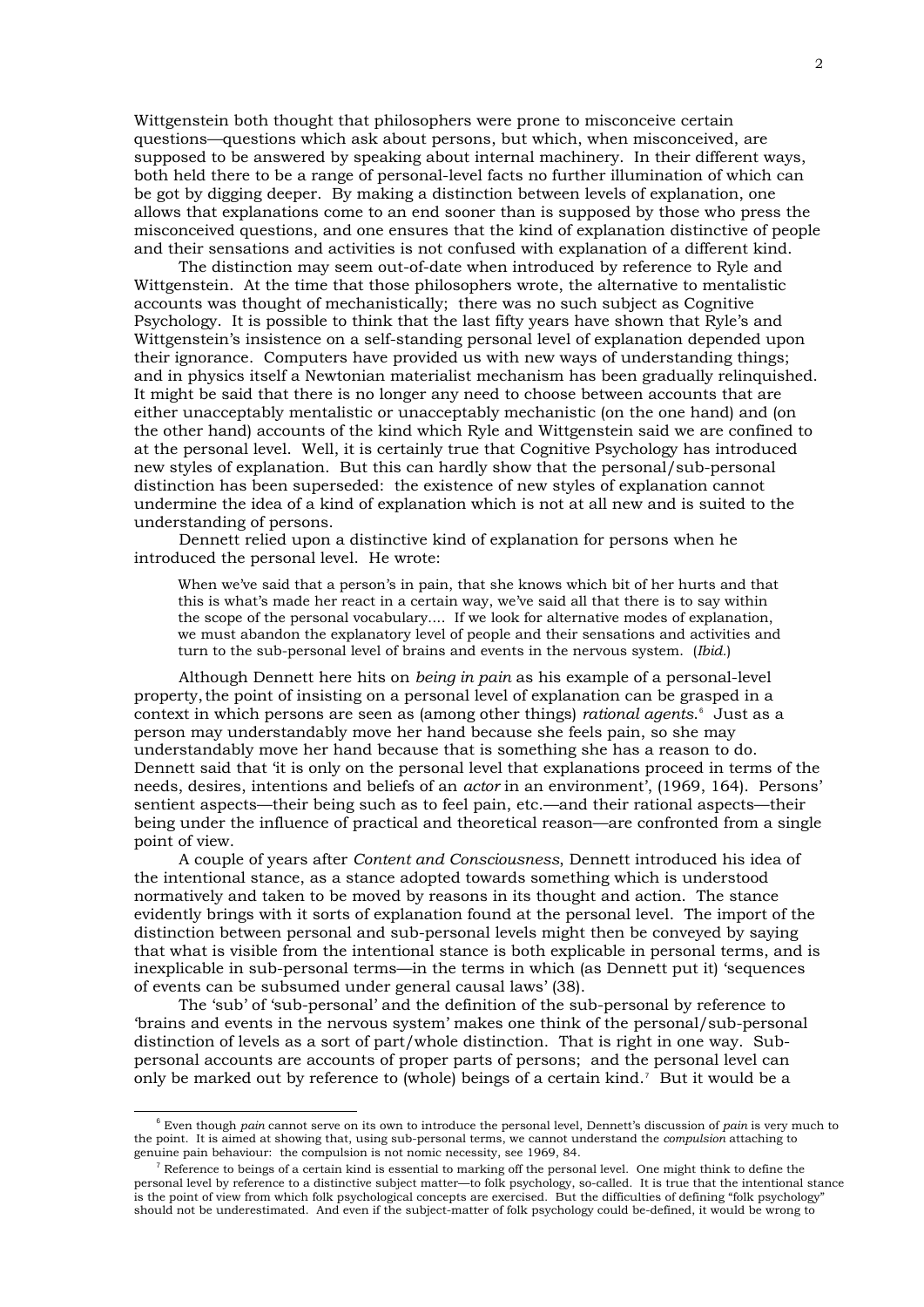Wittgenstein both thought that philosophers were prone to misconceive certain questions—questions which ask about persons, but which, when misconceived, are supposed to be answered by speaking about internal machinery. In their different ways, both held there to be a range of personal-level facts no further illumination of which can be got by digging deeper. By making a distinction between levels of explanation, one allows that explanations come to an end sooner than is supposed by those who press the misconceived questions, and one ensures that the kind of explanation distinctive of people and their sensations and activities is not confused with explanation of a different kind.

The distinction may seem out-of-date when introduced by reference to Ryle and Wittgenstein. At the time that those philosophers wrote, the alternative to mentalistic accounts was thought of mechanistically; there was no such subject as Cognitive Psychology. It is possible to think that the last fifty years have shown that Ryle's and Wittgenstein's insistence on a self-standing personal level of explanation depended upon their ignorance. Computers have provided us with new ways of understanding things; and in physics itself a Newtonian materialist mechanism has been gradually relinquished. It might be said that there is no longer any need to choose between accounts that are either unacceptably mentalistic or unacceptably mechanistic (on the one hand) and (on the other hand) accounts of the kind which Ryle and Wittgenstein said we are confined to at the personal level. Well, it is certainly true that Cognitive Psychology has introduced new styles of explanation. But this can hardly show that the personal/sub-personal distinction has been superseded: the existence of new styles of explanation cannot undermine the idea of a kind of explanation which is not at all new and is suited to the understanding of persons.

Dennett relied upon a distinctive kind of explanation for persons when he introduced the personal level. He wrote:

> When we've said that a person's in pain, that she knows which bit of her hurts and that this is what's made her react in a certain way, we've said all that there is to say within the scope of the personal vocabulary.... If we look for alternative modes of explanation, we must abandon the explanatory level of people and their sensations and activities and turn to the sub-personal level of brains and events in the nervous system. (*Ibid.*)

Although Dennett here hits on *being in pain* as his example of a personal-level property, the point of insisting on a personal level of explanation can be grasped in a context in which persons are seen as (among other things) *rational agents.*[6] Just as a person may understandably move her hand because she feels pain, so she may understandably move her hand because that is something she has a reason to do. Dennett said that 'it is only on the personal level that explanations proceed in terms of the needs, desires, intentions and beliefs of an *actor* in an environment', (1969, 164). Persons' sentient aspects—their being such as to feel pain, etc.—and their rational aspects—their being under the influence of practical and theoretical reason—are confronted from a single point of view.

A couple of years after *Content and Consciousness*, Dennett introduced his idea of the intentional stance, as a stance adopted towards something which is understood normatively and taken to be moved by reasons in its thought and action. The stance evidently brings with it sorts of explanation found at the personal level. The import of the distinction between personal and sub-personal levels might then be conveyed by saying that what is visible from the intentional stance is both explicable in personal terms, and is inexplicable in sub-personal terms—in the terms in which (as Dennett put it) 'sequences of events can be subsumed under general causal laws' (38).

The 'sub' of 'sub-personal' and the definition of the sub-personal by reference to 'brains and events in the nervous system' makes one think of the personal/sub-personal distinction of levels as a sort of part/whole distinction. That is right in one way. Sub-personal accounts are accounts of proper parts of persons; and the personal level can only be marked out by reference to (whole) beings of a certain kind.[7] But it would be a

[6] Even though *pain* cannot serve on its own to introduce the personal level, Dennett's discussion of *pain* is very much to the point. It is aimed at showing that, using sub-personal terms, we cannot understand the *compulsion* attaching to genuine pain behaviour: the compulsion is not nomic necessity, see 1969, 84.

[7] Reference to beings of a certain kind is essential to marking off the personal level. One might think to define the personal level by reference to a distinctive subject matter—to folk psychology, so-called. It is true that the intentional stance is the point of view from which folk psychological concepts are exercised. But the difficulties of defining "folk psychology" should not be underestimated. And even if the subject-matter of folk psychology could be-defined, it would be wrong to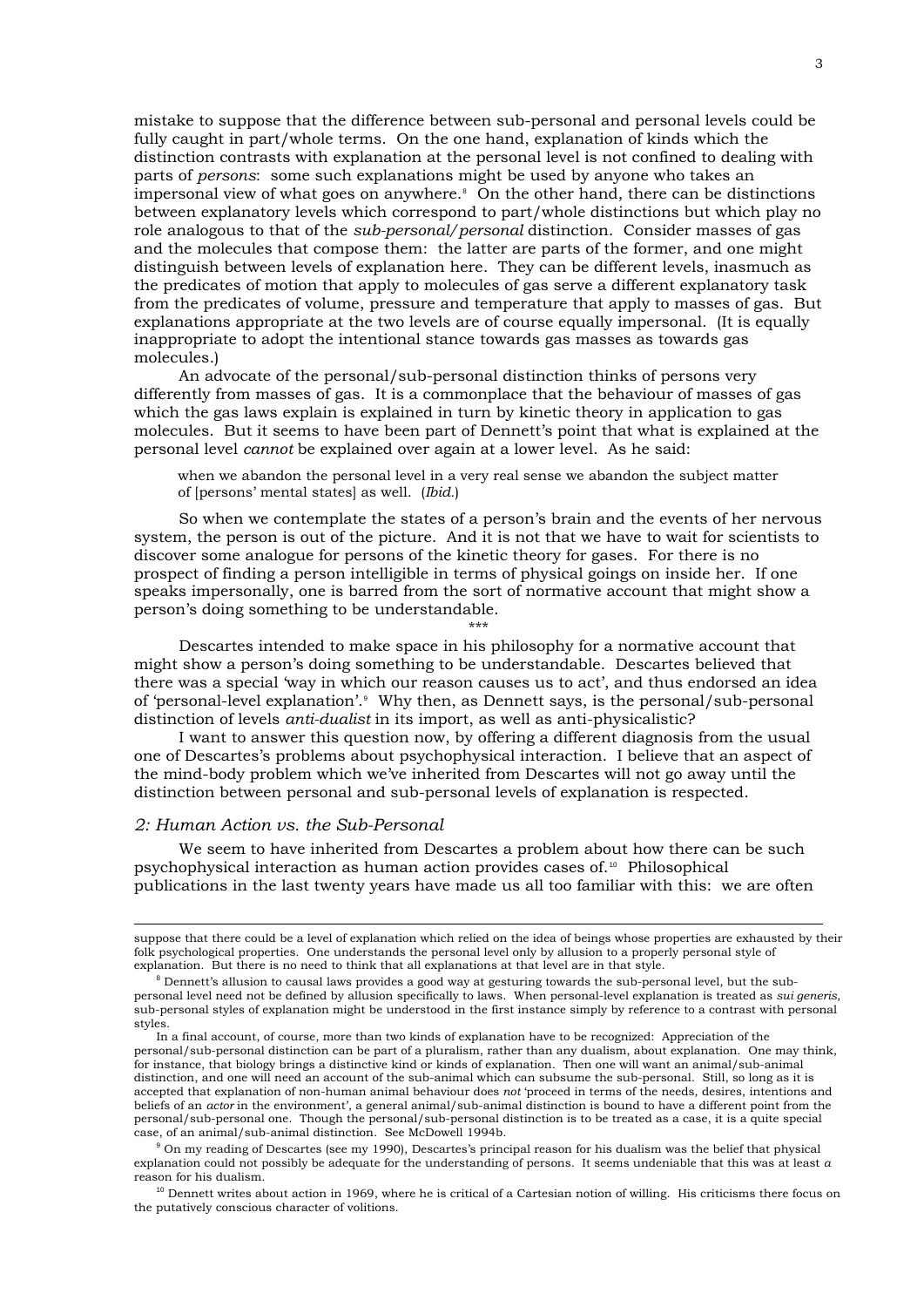mistake to suppose that the difference between sub-personal and personal levels could be fully caught in part/whole terms. On the one hand, explanation of kinds which the distinction contrasts with explanation at the personal level is not confined to dealing with parts of *persons*: some such explanations might be used by anyone who takes an impersonal view of what goes on anywhere.[8] On the other hand, there can be distinctions between explanatory levels which correspond to part/whole distinctions but which play no role analogous to that of the *sub-personal/personal* distinction. Consider masses of gas and the molecules that compose them: the latter are parts of the former, and one might distinguish between levels of explanation here. They can be different levels, inasmuch as the predicates of motion that apply to molecules of gas serve a different explanatory task from the predicates of volume, pressure and temperature that apply to masses of gas. But explanations appropriate at the two levels are of course equally impersonal. (It is equally inappropriate to adopt the intentional stance towards gas masses as towards gas molecules.)

An advocate of the personal/sub-personal distinction thinks of persons very differently from masses of gas. It is a commonplace that the behaviour of masses of gas which the gas laws explain is explained in turn by kinetic theory in application to gas molecules. But it seems to have been part of Dennett's point that what is explained at the personal level *cannot* be explained over again at a lower level. As he said:

> when we abandon the personal level in a very real sense we abandon the subject matter of [persons' mental states] as well. (*Ibid.*)

So when we contemplate the states of a person's brain and the events of her nervous system, the person is out of the picture. And it is not that we have to wait for scientists to discover some analogue for persons of the kinetic theory for gases. For there is no prospect of finding a person intelligible in terms of physical goings on inside her. If one speaks impersonally, one is barred from the sort of normative account that might show a person's doing something to be understandable.

\*\*\*

Descartes intended to make space in his philosophy for a normative account that might show a person's doing something to be understandable. Descartes believed that there was a special 'way in which our reason causes us to act', and thus endorsed an idea of 'personal-level explanation'.[9] Why then, as Dennett says, is the personal/sub-personal distinction of levels *anti-dualist* in its import, as well as anti-physicalistic?

I want to answer this question now, by offering a different diagnosis from the usual one of Descartes's problems about psychophysical interaction. I believe that an aspect of the mind-body problem which we've inherited from Descartes will not go away until the distinction between personal and sub-personal levels of explanation is respected.

## *2: Human Action vs. the Sub-Personal*

We seem to have inherited from Descartes a problem about how there can be such psychophysical interaction as human action provides cases of.[10] Philosophical publications in the last twenty years have made us all too familiar with this: we are often

---

suppose that there could be a level of explanation which relied on the idea of beings whose properties are exhausted by their folk psychological properties. One understands the personal level only by allusion to a properly personal style of explanation. But there is no need to think that all explanations at that level are in that style.

[8] Dennett's allusion to causal laws provides a good way at gesturing towards the sub-personal level, but the sub-personal level need not be defined by allusion specifically to laws. When personal-level explanation is treated as *sui generis*, sub-personal styles of explanation might be understood in the first instance simply by reference to a contrast with personal styles.

In a final account, of course, more than two kinds of explanation have to be recognized: Appreciation of the personal/sub-personal distinction can be part of a pluralism, rather than any dualism, about explanation. One may think, for instance, that biology brings a distinctive kind or kinds of explanation. Then one will want an animal/sub-animal distinction, and one will need an account of the sub-animal which can subsume the sub-personal. Still, so long as it is accepted that explanation of non-human animal behaviour does *not* 'proceed in terms of the needs, desires, intentions and beliefs of an *actor* in the environment', a general animal/sub-animal distinction is bound to have a different point from the personal/sub-personal one. Though the personal/sub-personal distinction is to be treated as a case, it is a quite special case, of an animal/sub-animal distinction. See McDowell 1994b.

[9] On my reading of Descartes (see my 1990), Descartes's principal reason for his dualism was the belief that physical explanation could not possibly be adequate for the understanding of persons. It seems undeniable that this was at least *a* reason for his dualism.

[10] Dennett writes about action in 1969, where he is critical of a Cartesian notion of willing. His criticisms there focus on the putatively conscious character of volitions.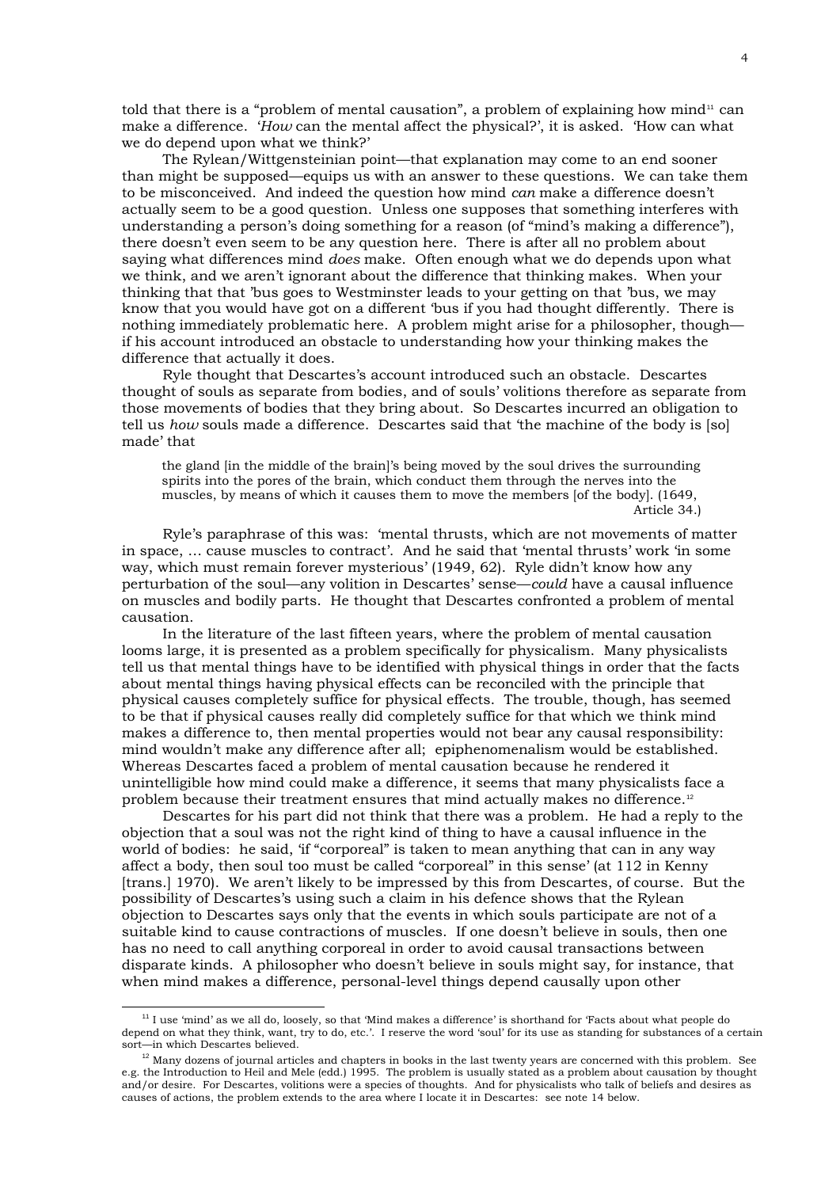told that there is a "problem of mental causation", a problem of explaining how mind[11] can make a difference. '*How* can the mental affect the physical?', it is asked. 'How can what we do depend upon what we think?'

The Rylean/Wittgensteinian point—that explanation may come to an end sooner than might be supposed—equips us with an answer to these questions. We can take them to be misconceived. And indeed the question how mind *can* make a difference doesn't actually seem to be a good question. Unless one supposes that something interferes with understanding a person's doing something for a reason (of "mind's making a difference"), there doesn't even seem to be any question here. There is after all no problem about saying what differences mind *does* make. Often enough what we do depends upon what we think, and we aren't ignorant about the difference that thinking makes. When your thinking that that 'bus goes to Westminster leads to your getting on that 'bus, we may know that you would have got on a different 'bus if you had thought differently. There is nothing immediately problematic here. A problem might arise for a philosopher, though—if his account introduced an obstacle to understanding how your thinking makes the difference that actually it does.

Ryle thought that Descartes's account introduced such an obstacle. Descartes thought of souls as separate from bodies, and of souls' volitions therefore as separate from those movements of bodies that they bring about. So Descartes incurred an obligation to tell us *how* souls made a difference. Descartes said that 'the machine of the body is [so] made' that

> the gland [in the middle of the brain]'s being moved by the soul drives the surrounding spirits into the pores of the brain, which conduct them through the nerves into the muscles, by means of which it causes them to move the members [of the body]. (1649, Article 34.)

Ryle's paraphrase of this was: 'mental thrusts, which are not movements of matter in space, … cause muscles to contract'. And he said that 'mental thrusts' work 'in some way, which must remain forever mysterious' (1949, 62). Ryle didn't know how any perturbation of the soul—any volition in Descartes' sense—*could* have a causal influence on muscles and bodily parts. He thought that Descartes confronted a problem of mental causation.

In the literature of the last fifteen years, where the problem of mental causation looms large, it is presented as a problem specifically for physicalism. Many physicalists tell us that mental things have to be identified with physical things in order that the facts about mental things having physical effects can be reconciled with the principle that physical causes completely suffice for physical effects. The trouble, though, has seemed to be that if physical causes really did completely suffice for that which we think mind makes a difference to, then mental properties would not bear any causal responsibility: mind wouldn't make any difference after all; epiphenomenalism would be established. Whereas Descartes faced a problem of mental causation because he rendered it unintelligible how mind could make a difference, it seems that many physicalists face a problem because their treatment ensures that mind actually makes no difference.[12]

Descartes for his part did not think that there was a problem. He had a reply to the objection that a soul was not the right kind of thing to have a causal influence in the world of bodies: he said, 'if "corporeal" is taken to mean anything that can in any way affect a body, then soul too must be called "corporeal" in this sense' (at 112 in Kenny [trans.] 1970). We aren't likely to be impressed by this from Descartes, of course. But the possibility of Descartes's using such a claim in his defence shows that the Rylean objection to Descartes says only that the events in which souls participate are not of a suitable kind to cause contractions of muscles. If one doesn't believe in souls, then one has no need to call anything corporeal in order to avoid causal transactions between disparate kinds. A philosopher who doesn't believe in souls might say, for instance, that when mind makes a difference, personal-level things depend causally upon other

---

[11] I use 'mind' as we all do, loosely, so that 'Mind makes a difference' is shorthand for 'Facts about what people do depend on what they think, want, try to do, etc.'. I reserve the word 'soul' for its use as standing for substances of a certain sort—in which Descartes believed.

[12] Many dozens of journal articles and chapters in books in the last twenty years are concerned with this problem. See e.g. the Introduction to Heil and Mele (edd.) 1995. The problem is usually stated as a problem about causation by thought and/or desire. For Descartes, volitions were a species of thoughts. And for physicalists who talk of beliefs and desires as causes of actions, the problem extends to the area where I locate it in Descartes: see note 14 below.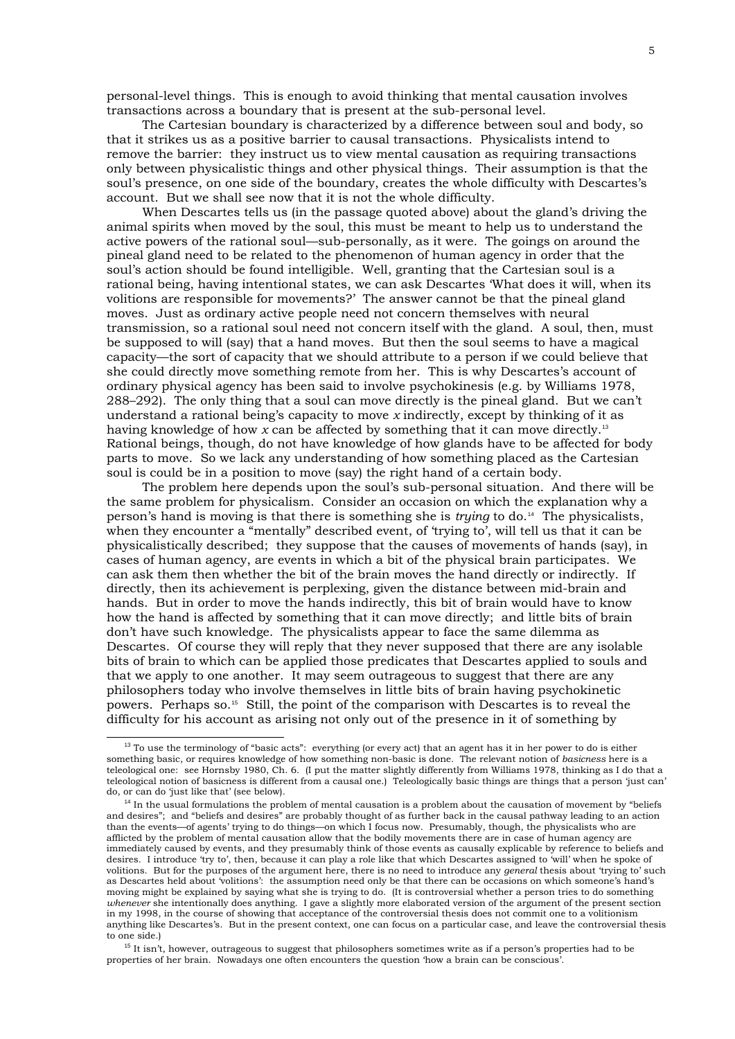personal-level things. This is enough to avoid thinking that mental causation involves transactions across a boundary that is present at the sub-personal level.

The Cartesian boundary is characterized by a difference between soul and body, so that it strikes us as a positive barrier to causal transactions. Physicalists intend to remove the barrier: they instruct us to view mental causation as requiring transactions only between physicalistic things and other physical things. Their assumption is that the soul's presence, on one side of the boundary, creates the whole difficulty with Descartes's account. But we shall see now that it is not the whole difficulty.

When Descartes tells us (in the passage quoted above) about the gland's driving the animal spirits when moved by the soul, this must be meant to help us to understand the active powers of the rational soul—sub-personally, as it were. The goings on around the pineal gland need to be related to the phenomenon of human agency in order that the soul's action should be found intelligible. Well, granting that the Cartesian soul is a rational being, having intentional states, we can ask Descartes 'What does it will, when its volitions are responsible for movements?' The answer cannot be that the pineal gland moves. Just as ordinary active people need not concern themselves with neural transmission, so a rational soul need not concern itself with the gland. A soul, then, must be supposed to will (say) that a hand moves. But then the soul seems to have a magical capacity—the sort of capacity that we should attribute to a person if we could believe that she could directly move something remote from her. This is why Descartes's account of ordinary physical agency has been said to involve psychokinesis (e.g. by Williams 1978, 288–292). The only thing that a soul can move directly is the pineal gland. But we can't understand a rational being's capacity to move *x* indirectly, except by thinking of it as having knowledge of how *x* can be affected by something that it can move directly.[13] Rational beings, though, do not have knowledge of how glands have to be affected for body parts to move. So we lack any understanding of how something placed as the Cartesian soul is could be in a position to move (say) the right hand of a certain body.

The problem here depends upon the soul's sub-personal situation. And there will be the same problem for physicalism. Consider an occasion on which the explanation why a person's hand is moving is that there is something she is *trying* to do.[14] The physicalists, when they encounter a "mentally" described event, of 'trying to', will tell us that it can be physicalistically described; they suppose that the causes of movements of hands (say), in cases of human agency, are events in which a bit of the physical brain participates. We can ask them then whether the bit of the brain moves the hand directly or indirectly. If directly, then its achievement is perplexing, given the distance between mid-brain and hands. But in order to move the hands indirectly, this bit of brain would have to know how the hand is affected by something that it can move directly; and little bits of brain don't have such knowledge. The physicalists appear to face the same dilemma as Descartes. Of course they will reply that they never supposed that there are any isolable bits of brain to which can be applied those predicates that Descartes applied to souls and that we apply to one another. It may seem outrageous to suggest that there are any philosophers today who involve themselves in little bits of brain having psychokinetic powers. Perhaps so.[15] Still, the point of the comparison with Descartes is to reveal the difficulty for his account as arising not only out of the presence in it of something by

---

[13] To use the terminology of "basic acts": everything (or every act) that an agent has it in her power to do is either something basic, or requires knowledge of how something non-basic is done. The relevant notion of *basicness* here is a teleological one: see Hornsby 1980, Ch. 6. (I put the matter slightly differently from Williams 1978, thinking as I do that a teleological notion of basicness is different from a causal one.) Teleologically basic things are things that a person 'just can' do, or can do 'just like that' (see below).

[14] In the usual formulations the problem of mental causation is a problem about the causation of movement by "beliefs and desires"; and "beliefs and desires" are probably thought of as further back in the causal pathway leading to an action than the events—of agents' trying to do things—on which I focus now. Presumably, though, the physicalists who are afflicted by the problem of mental causation allow that the bodily movements there are in case of human agency are immediately caused by events, and they presumably think of those events as causally explicable by reference to beliefs and desires. I introduce 'try to', then, because it can play a role like that which Descartes assigned to 'will' when he spoke of volitions. But for the purposes of the argument here, there is no need to introduce any *general* thesis about 'trying to' such as Descartes held about 'volitions': the assumption need only be that there can be occasions on which someone's hand's moving might be explained by saying what she is trying to do. (It is controversial whether a person tries to do something *whenever* she intentionally does anything. I gave a slightly more elaborated version of the argument of the present section in my 1998, in the course of showing that acceptance of the controversial thesis does not commit one to a volitionism anything like Descartes's. But in the present context, one can focus on a particular case, and leave the controversial thesis to one side.)

[15] It isn't, however, outrageous to suggest that philosophers sometimes write as if a person's properties had to be properties of her brain. Nowadays one often encounters the question 'how a brain can be conscious'.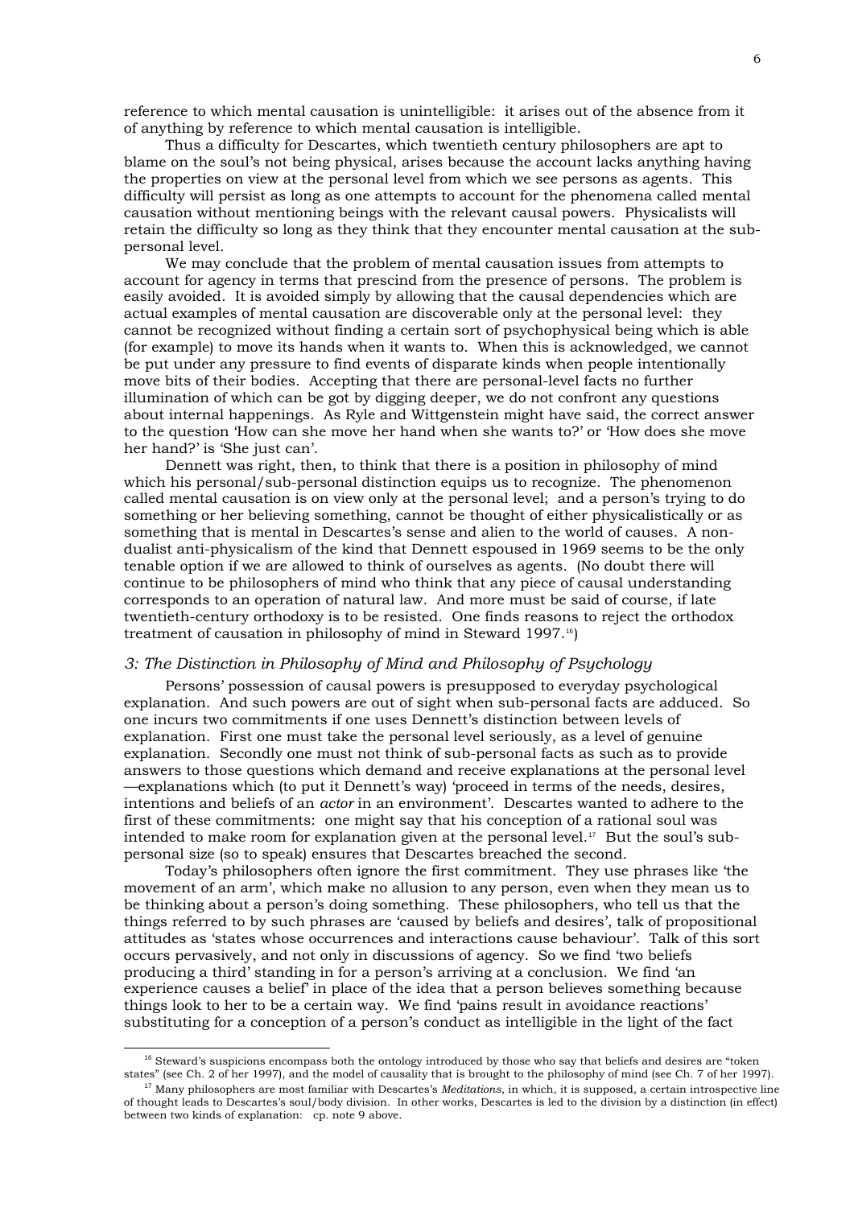reference to which mental causation is unintelligible: it arises out of the absence from it of anything by reference to which mental causation is intelligible.

Thus a difficulty for Descartes, which twentieth century philosophers are apt to blame on the soul's not being physical, arises because the account lacks anything having the properties on view at the personal level from which we see persons as agents. This difficulty will persist as long as one attempts to account for the phenomena called mental causation without mentioning beings with the relevant causal powers. Physicalists will retain the difficulty so long as they think that they encounter mental causation at the sub-personal level.

We may conclude that the problem of mental causation issues from attempts to account for agency in terms that prescind from the presence of persons. The problem is easily avoided. It is avoided simply by allowing that the causal dependencies which are actual examples of mental causation are discoverable only at the personal level: they cannot be recognized without finding a certain sort of psychophysical being which is able (for example) to move its hands when it wants to. When this is acknowledged, we cannot be put under any pressure to find events of disparate kinds when people intentionally move bits of their bodies. Accepting that there are personal-level facts no further illumination of which can be got by digging deeper, we do not confront any questions about internal happenings. As Ryle and Wittgenstein might have said, the correct answer to the question 'How can she move her hand when she wants to?' or 'How does she move her hand?' is 'She just can'.

Dennett was right, then, to think that there is a position in philosophy of mind which his personal/sub-personal distinction equips us to recognize. The phenomenon called mental causation is on view only at the personal level; and a person's trying to do something or her believing something, cannot be thought of either physicalistically or as something that is mental in Descartes's sense and alien to the world of causes. A non-dualist anti-physicalism of the kind that Dennett espoused in 1969 seems to be the only tenable option if we are allowed to think of ourselves as agents. (No doubt there will continue to be philosophers of mind who think that any piece of causal understanding corresponds to an operation of natural law. And more must be said of course, if late twentieth-century orthodoxy is to be resisted. One finds reasons to reject the orthodox treatment of causation in philosophy of mind in Steward 1997.[16])

### *3: The Distinction in Philosophy of Mind and Philosophy of Psychology*

Persons' possession of causal powers is presupposed to everyday psychological explanation. And such powers are out of sight when sub-personal facts are adduced. So one incurs two commitments if one uses Dennett's distinction between levels of explanation. First one must take the personal level seriously, as a level of genuine explanation. Secondly one must not think of sub-personal facts as such as to provide answers to those questions which demand and receive explanations at the personal level —explanations which (to put it Dennett's way) 'proceed in terms of the needs, desires, intentions and beliefs of an *actor* in an environment'. Descartes wanted to adhere to the first of these commitments: one might say that his conception of a rational soul was intended to make room for explanation given at the personal level.[17] But the soul's sub-personal size (so to speak) ensures that Descartes breached the second.

Today's philosophers often ignore the first commitment. They use phrases like 'the movement of an arm', which make no allusion to any person, even when they mean us to be thinking about a person's doing something. These philosophers, who tell us that the things referred to by such phrases are 'caused by beliefs and desires', talk of propositional attitudes as 'states whose occurrences and interactions cause behaviour'. Talk of this sort occurs pervasively, and not only in discussions of agency. So we find 'two beliefs producing a third' standing in for a person's arriving at a conclusion. We find 'an experience causes a belief' in place of the idea that a person believes something because things look to her to be a certain way. We find 'pains result in avoidance reactions' substituting for a conception of a person's conduct as intelligible in the light of the fact

[16] Steward's suspicions encompass both the ontology introduced by those who say that beliefs and desires are "token states" (see Ch. 2 of her 1997), and the model of causality that is brought to the philosophy of mind (see Ch. 7 of her 1997).

[17] Many philosophers are most familiar with Descartes's *Meditations*, in which, it is supposed, a certain introspective line of thought leads to Descartes's soul/body division. In other works, Descartes is led to the division by a distinction (in effect) between two kinds of explanation: cp. note 9 above.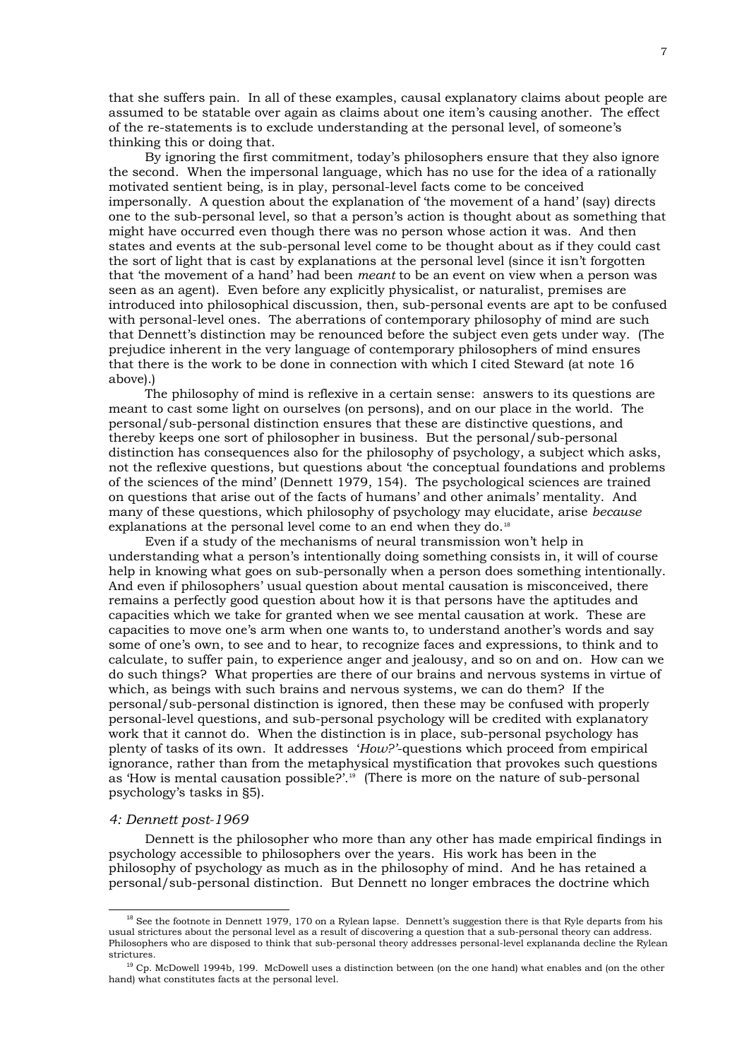that she suffers pain. In all of these examples, causal explanatory claims about people are assumed to be statable over again as claims about one item's causing another. The effect of the re-statements is to exclude understanding at the personal level, of someone's thinking this or doing that.

By ignoring the first commitment, today's philosophers ensure that they also ignore the second. When the impersonal language, which has no use for the idea of a rationally motivated sentient being, is in play, personal-level facts come to be conceived impersonally. A question about the explanation of 'the movement of a hand' (say) directs one to the sub-personal level, so that a person's action is thought about as something that might have occurred even though there was no person whose action it was. And then states and events at the sub-personal level come to be thought about as if they could cast the sort of light that is cast by explanations at the personal level (since it isn't forgotten that 'the movement of a hand' had been *meant* to be an event on view when a person was seen as an agent). Even before any explicitly physicalist, or naturalist, premises are introduced into philosophical discussion, then, sub-personal events are apt to be confused with personal-level ones. The aberrations of contemporary philosophy of mind are such that Dennett's distinction may be renounced before the subject even gets under way. (The prejudice inherent in the very language of contemporary philosophers of mind ensures that there is the work to be done in connection with which I cited Steward (at note 16 above).)

The philosophy of mind is reflexive in a certain sense: answers to its questions are meant to cast some light on ourselves (on persons), and on our place in the world. The personal/sub-personal distinction ensures that these are distinctive questions, and thereby keeps one sort of philosopher in business. But the personal/sub-personal distinction has consequences also for the philosophy of psychology, a subject which asks, not the reflexive questions, but questions about 'the conceptual foundations and problems of the sciences of the mind' (Dennett 1979, 154). The psychological sciences are trained on questions that arise out of the facts of humans' and other animals' mentality. And many of these questions, which philosophy of psychology may elucidate, arise *because* explanations at the personal level come to an end when they do.[18]

Even if a study of the mechanisms of neural transmission won't help in understanding what a person's intentionally doing something consists in, it will of course help in knowing what goes on sub-personally when a person does something intentionally. And even if philosophers' usual question about mental causation is misconceived, there remains a perfectly good question about how it is that persons have the aptitudes and capacities which we take for granted when we see mental causation at work. These are capacities to move one's arm when one wants to, to understand another's words and say some of one's own, to see and to hear, to recognize faces and expressions, to think and to calculate, to suffer pain, to experience anger and jealousy, and so on and on. How can we do such things? What properties are there of our brains and nervous systems in virtue of which, as beings with such brains and nervous systems, we can do them? If the personal/sub-personal distinction is ignored, then these may be confused with properly personal-level questions, and sub-personal psychology will be credited with explanatory work that it cannot do. When the distinction is in place, sub-personal psychology has plenty of tasks of its own. It addresses '*How?*'-questions which proceed from empirical ignorance, rather than from the metaphysical mystification that provokes such questions as 'How is mental causation possible?'.[19] (There is more on the nature of sub-personal psychology's tasks in §5).

### *4: Dennett post-1969*

Dennett is the philosopher who more than any other has made empirical findings in psychology accessible to philosophers over the years. His work has been in the philosophy of psychology as much as in the philosophy of mind. And he has retained a personal/sub-personal distinction. But Dennett no longer embraces the doctrine which

---

[18] See the footnote in Dennett 1979, 170 on a Rylean lapse. Dennett's suggestion there is that Ryle departs from his usual strictures about the personal level as a result of discovering a question that a sub-personal theory can address. Philosophers who are disposed to think that sub-personal theory addresses personal-level explananda decline the Rylean strictures.

[19] Cp. McDowell 1994b, 199. McDowell uses a distinction between (on the one hand) what enables and (on the other hand) what constitutes facts at the personal level.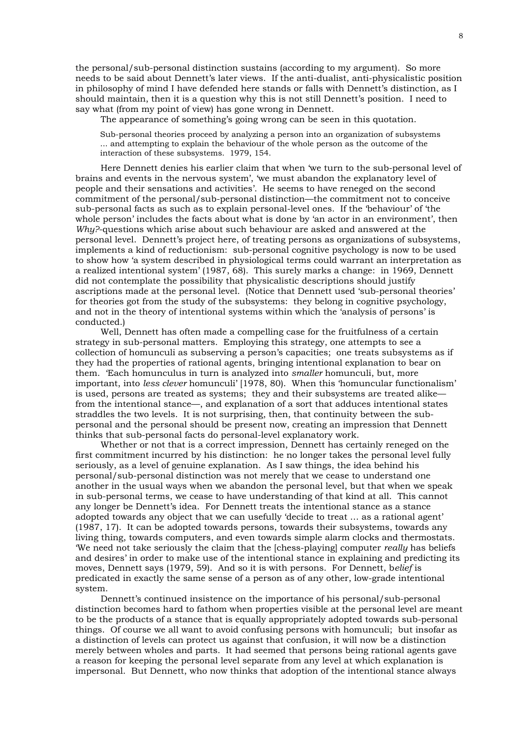the personal/sub-personal distinction sustains (according to my argument). So more needs to be said about Dennett's later views. If the anti-dualist, anti-physicalistic position in philosophy of mind I have defended here stands or falls with Dennett's distinction, as I should maintain, then it is a question why this is not still Dennett's position. I need to say what (from my point of view) has gone wrong in Dennett.

The appearance of something's going wrong can be seen in this quotation.

> Sub-personal theories proceed by analyzing a person into an organization of subsystems ... and attempting to explain the behaviour of the whole person as the outcome of the interaction of these subsystems. 1979, 154.

Here Dennett denies his earlier claim that when 'we turn to the sub-personal level of brains and events in the nervous system', 'we must abandon the explanatory level of people and their sensations and activities'. He seems to have reneged on the second commitment of the personal/sub-personal distinction—the commitment not to conceive sub-personal facts as such as to explain personal-level ones. If the 'behaviour' of 'the whole person' includes the facts about what is done by 'an actor in an environment', then *Why?*-questions which arise about such behaviour are asked and answered at the personal level. Dennett's project here, of treating persons as organizations of subsystems, implements a kind of reductionism: sub-personal cognitive psychology is now to be used to show how 'a system described in physiological terms could warrant an interpretation as a realized intentional system' (1987, 68). This surely marks a change: in 1969, Dennett did not contemplate the possibility that physicalistic descriptions should justify ascriptions made at the personal level. (Notice that Dennett used 'sub-personal theories' for theories got from the study of the subsystems: they belong in cognitive psychology, and not in the theory of intentional systems within which the 'analysis of persons' is conducted.)

Well, Dennett has often made a compelling case for the fruitfulness of a certain strategy in sub-personal matters. Employing this strategy, one attempts to see a collection of homunculi as subserving a person's capacities; one treats subsystems as if they had the properties of rational agents, bringing intentional explanation to bear on them. 'Each homunculus in turn is analyzed into *smaller* homunculi, but, more important, into *less clever* homunculi' [1978, 80). When this 'homuncular functionalism' is used, persons are treated as systems; they and their subsystems are treated alike—from the intentional stance—, and explanation of a sort that adduces intentional states straddles the two levels. It is not surprising, then, that continuity between the sub-personal and the personal should be present now, creating an impression that Dennett thinks that sub-personal facts do personal-level explanatory work.

Whether or not that is a correct impression, Dennett has certainly reneged on the first commitment incurred by his distinction: he no longer takes the personal level fully seriously, as a level of genuine explanation. As I saw things, the idea behind his personal/sub-personal distinction was not merely that we cease to understand one another in the usual ways when we abandon the personal level, but that when we speak in sub-personal terms, we cease to have understanding of that kind at all. This cannot any longer be Dennett's idea. For Dennett treats the intentional stance as a stance adopted towards any object that we can usefully 'decide to treat ... as a rational agent' (1987, 17). It can be adopted towards persons, towards their subsystems, towards any living thing, towards computers, and even towards simple alarm clocks and thermostats. 'We need not take seriously the claim that the [chess-playing] computer *really* has beliefs and desires' in order to make use of the intentional stance in explaining and predicting its moves, Dennett says (1979, 59). And so it is with persons. For Dennett, b*elief* is predicated in exactly the same sense of a person as of any other, low-grade intentional system.

Dennett's continued insistence on the importance of his personal/sub-personal distinction becomes hard to fathom when properties visible at the personal level are meant to be the products of a stance that is equally appropriately adopted towards sub-personal things. Of course we all want to avoid confusing persons with homunculi; but insofar as a distinction of levels can protect us against that confusion, it will now be a distinction merely between wholes and parts. It had seemed that persons being rational agents gave a reason for keeping the personal level separate from any level at which explanation is impersonal. But Dennett, who now thinks that adoption of the intentional stance always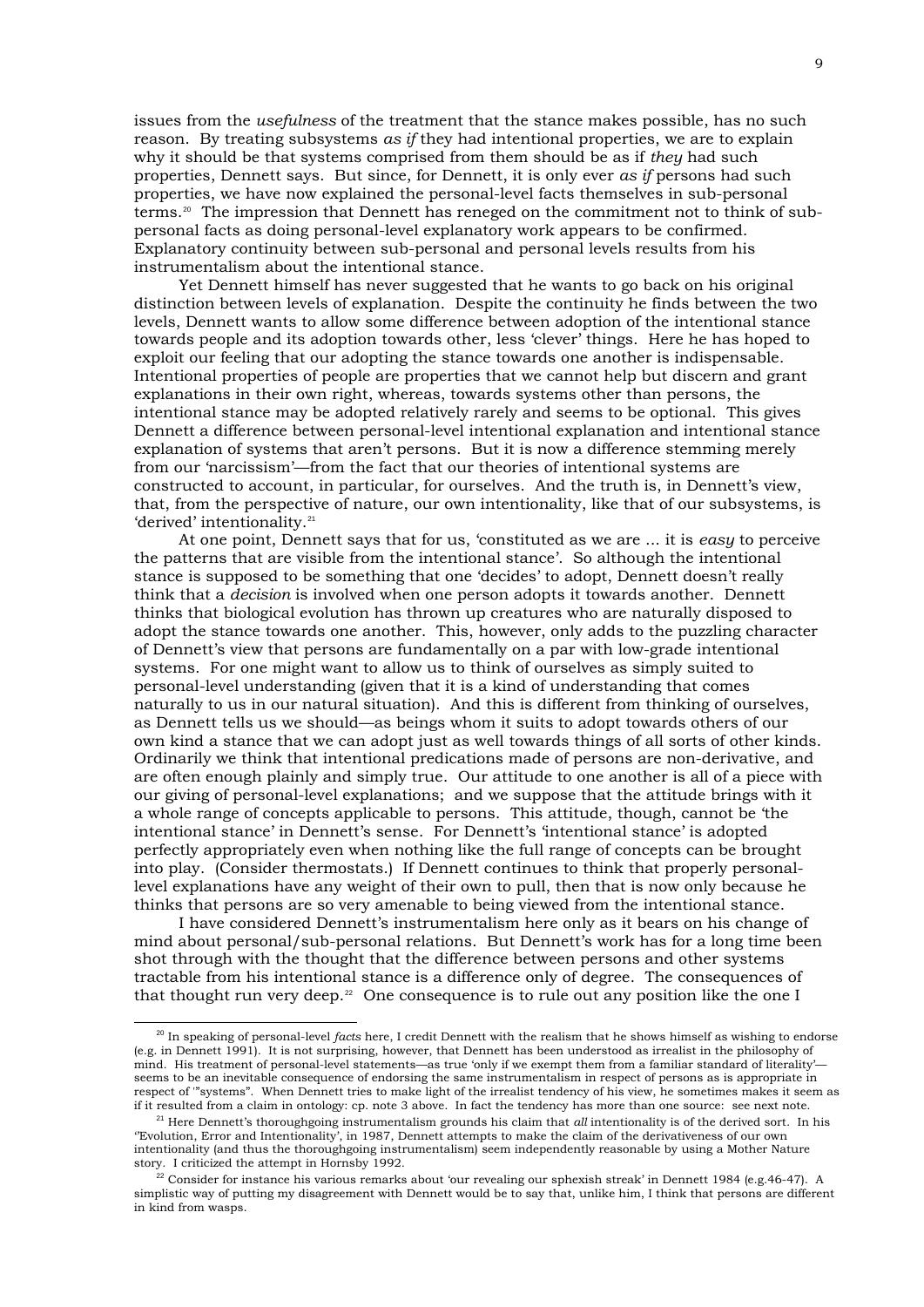issues from the *usefulness* of the treatment that the stance makes possible, has no such reason. By treating subsystems *as if* they had intentional properties, we are to explain why it should be that systems comprised from them should be as if *they* had such properties, Dennett says. But since, for Dennett, it is only ever *as if* persons had such properties, we have now explained the personal-level facts themselves in sub-personal terms.[20] The impression that Dennett has reneged on the commitment not to think of sub-personal facts as doing personal-level explanatory work appears to be confirmed. Explanatory continuity between sub-personal and personal levels results from his instrumentalism about the intentional stance.

Yet Dennett himself has never suggested that he wants to go back on his original distinction between levels of explanation. Despite the continuity he finds between the two levels, Dennett wants to allow some difference between adoption of the intentional stance towards people and its adoption towards other, less 'clever' things. Here he has hoped to exploit our feeling that our adopting the stance towards one another is indispensable. Intentional properties of people are properties that we cannot help but discern and grant explanations in their own right, whereas, towards systems other than persons, the intentional stance may be adopted relatively rarely and seems to be optional. This gives Dennett a difference between personal-level intentional explanation and intentional stance explanation of systems that aren't persons. But it is now a difference stemming merely from our 'narcissism'—from the fact that our theories of intentional systems are constructed to account, in particular, for ourselves. And the truth is, in Dennett's view, that, from the perspective of nature, our own intentionality, like that of our subsystems, is 'derived' intentionality.[21]

At one point, Dennett says that for us, 'constituted as we are ... it is *easy* to perceive the patterns that are visible from the intentional stance'. So although the intentional stance is supposed to be something that one 'decides' to adopt, Dennett doesn't really think that a *decision* is involved when one person adopts it towards another. Dennett thinks that biological evolution has thrown up creatures who are naturally disposed to adopt the stance towards one another. This, however, only adds to the puzzling character of Dennett's view that persons are fundamentally on a par with low-grade intentional systems. For one might want to allow us to think of ourselves as simply suited to personal-level understanding (given that it is a kind of understanding that comes naturally to us in our natural situation). And this is different from thinking of ourselves, as Dennett tells us we should—as beings whom it suits to adopt towards others of our own kind a stance that we can adopt just as well towards things of all sorts of other kinds. Ordinarily we think that intentional predications made of persons are non-derivative, and are often enough plainly and simply true. Our attitude to one another is all of a piece with our giving of personal-level explanations; and we suppose that the attitude brings with it a whole range of concepts applicable to persons. This attitude, though, cannot be 'the intentional stance' in Dennett's sense. For Dennett's 'intentional stance' is adopted perfectly appropriately even when nothing like the full range of concepts can be brought into play. (Consider thermostats.) If Dennett continues to think that properly personal-level explanations have any weight of their own to pull, then that is now only because he thinks that persons are so very amenable to being viewed from the intentional stance.

I have considered Dennett's instrumentalism here only as it bears on his change of mind about personal/sub-personal relations. But Dennett's work has for a long time been shot through with the thought that the difference between persons and other systems tractable from his intentional stance is a difference only of degree. The consequences of that thought run very deep.[22] One consequence is to rule out any position like the one I

---

[20] In speaking of personal-level *facts* here, I credit Dennett with the realism that he shows himself as wishing to endorse (e.g. in Dennett 1991). It is not surprising, however, that Dennett has been understood as irrealist in the philosophy of mind. His treatment of personal-level statements—as true 'only if we exempt them from a familiar standard of literality'—seems to be an inevitable consequence of endorsing the same instrumentalism in respect of persons as is appropriate in respect of '"systems". When Dennett tries to make light of the irrealist tendency of his view, he sometimes makes it seem as if it resulted from a claim in ontology: cp. note 3 above. In fact the tendency has more than one source: see next note.

[21] Here Dennett's thoroughgoing instrumentalism grounds his claim that *all* intentionality is of the derived sort. In his 'Evolution, Error and Intentionality', in 1987, Dennett attempts to make the claim of the derivativeness of our own intentionality (and thus the thoroughgoing instrumentalism) seem independently reasonable by using a Mother Nature story. I criticized the attempt in Hornsby 1992.

[22] Consider for instance his various remarks about 'our revealing our sphexish streak' in Dennett 1984 (e.g.46-47). A simplistic way of putting my disagreement with Dennett would be to say that, unlike him, I think that persons are different in kind from wasps.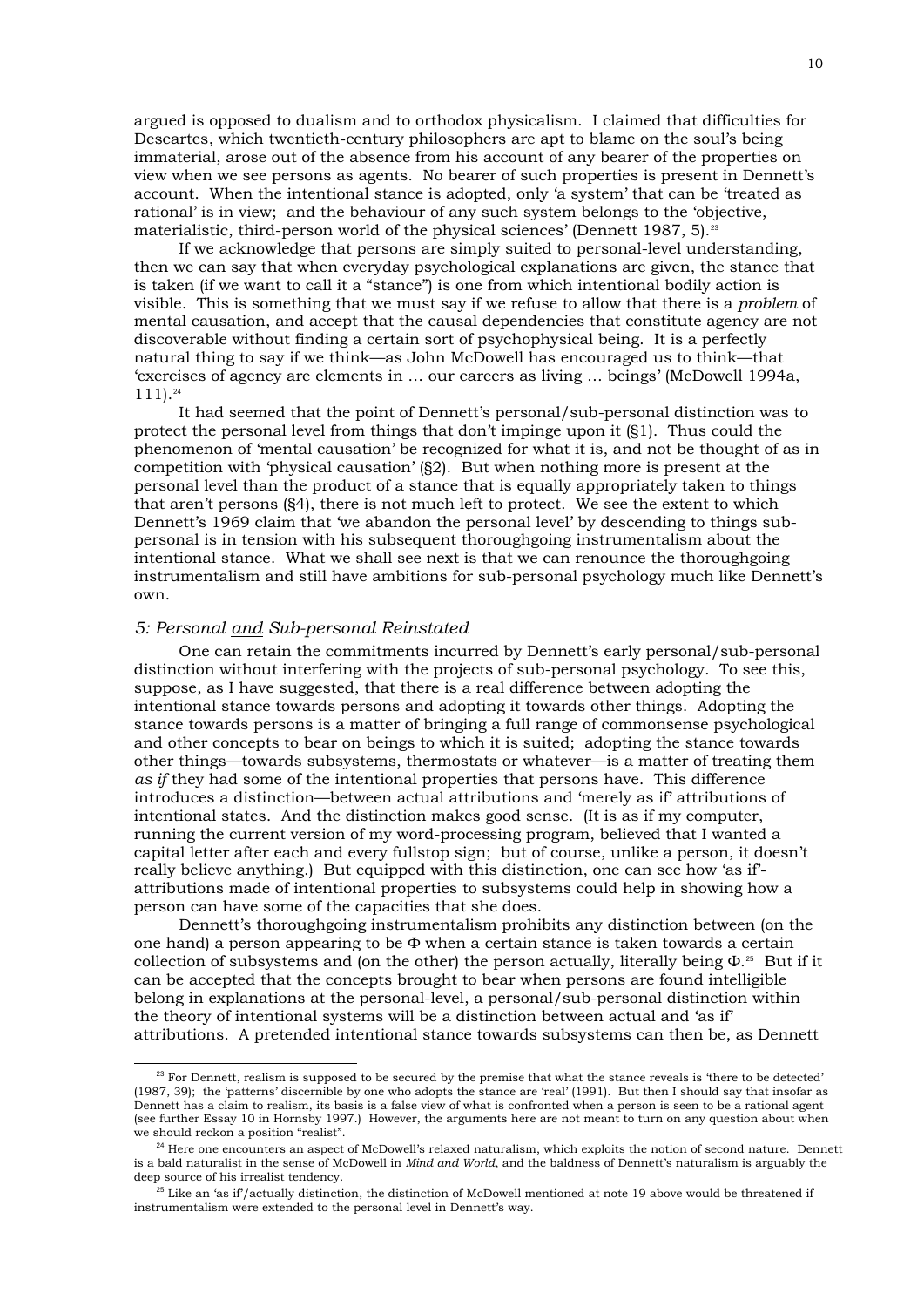argued is opposed to dualism and to orthodox physicalism. I claimed that difficulties for Descartes, which twentieth-century philosophers are apt to blame on the soul's being immaterial, arose out of the absence from his account of any bearer of the properties on view when we see persons as agents. No bearer of such properties is present in Dennett's account. When the intentional stance is adopted, only 'a system' that can be 'treated as rational' is in view; and the behaviour of any such system belongs to the 'objective, materialistic, third-person world of the physical sciences' (Dennett 1987, 5).[23]

If we acknowledge that persons are simply suited to personal-level understanding, then we can say that when everyday psychological explanations are given, the stance that is taken (if we want to call it a "stance") is one from which intentional bodily action is visible. This is something that we must say if we refuse to allow that there is a *problem* of mental causation, and accept that the causal dependencies that constitute agency are not discoverable without finding a certain sort of psychophysical being. It is a perfectly natural thing to say if we think—as John McDowell has encouraged us to think—that 'exercises of agency are elements in … our careers as living … beings' (McDowell 1994a, 111).[24]

It had seemed that the point of Dennett's personal/sub-personal distinction was to protect the personal level from things that don't impinge upon it (§1). Thus could the phenomenon of 'mental causation' be recognized for what it is, and not be thought of as in competition with 'physical causation' (§2). But when nothing more is present at the personal level than the product of a stance that is equally appropriately taken to things that aren't persons (§4), there is not much left to protect. We see the extent to which Dennett's 1969 claim that 'we abandon the personal level' by descending to things sub-personal is in tension with his subsequent thoroughgoing instrumentalism about the intentional stance. What we shall see next is that we can renounce the thoroughgoing instrumentalism and still have ambitions for sub-personal psychology much like Dennett's own.

### *5: Personal and Sub-personal Reinstated*

One can retain the commitments incurred by Dennett's early personal/sub-personal distinction without interfering with the projects of sub-personal psychology. To see this, suppose, as I have suggested, that there is a real difference between adopting the intentional stance towards persons and adopting it towards other things. Adopting the stance towards persons is a matter of bringing a full range of commonsense psychological and other concepts to bear on beings to which it is suited; adopting the stance towards other things—towards subsystems, thermostats or whatever—is a matter of treating them *as if* they had some of the intentional properties that persons have. This difference introduces a distinction—between actual attributions and 'merely as if' attributions of intentional states. And the distinction makes good sense. (It is as if my computer, running the current version of my word-processing program, believed that I wanted a capital letter after each and every fullstop sign; but of course, unlike a person, it doesn't really believe anything.) But equipped with this distinction, one can see how 'as if'-attributions made of intentional properties to subsystems could help in showing how a person can have some of the capacities that she does.

Dennett's thoroughgoing instrumentalism prohibits any distinction between (on the one hand) a person appearing to be $\Phi$ when a certain stance is taken towards a certain collection of subsystems and (on the other) the person actually, literally being $\Phi$.[25] But if it can be accepted that the concepts brought to bear when persons are found intelligible belong in explanations at the personal-level, a personal/sub-personal distinction within the theory of intentional systems will be a distinction between actual and 'as if' attributions. A pretended intentional stance towards subsystems can then be, as Dennett

---

[23] For Dennett, realism is supposed to be secured by the premise that what the stance reveals is 'there to be detected' (1987, 39); the 'patterns' discernible by one who adopts the stance are 'real' (1991). But then I should say that insofar as Dennett has a claim to realism, its basis is a false view of what is confronted when a person is seen to be a rational agent (see further Essay 10 in Hornsby 1997.) However, the arguments here are not meant to turn on any question about when we should reckon a position "realist".

[24] Here one encounters an aspect of McDowell's relaxed naturalism, which exploits the notion of second nature. Dennett is a bald naturalist in the sense of McDowell in *Mind and World*, and the baldness of Dennett's naturalism is arguably the deep source of his irrealist tendency.

[25] Like an 'as if'/actually distinction, the distinction of McDowell mentioned at note 19 above would be threatened if instrumentalism were extended to the personal level in Dennett's way.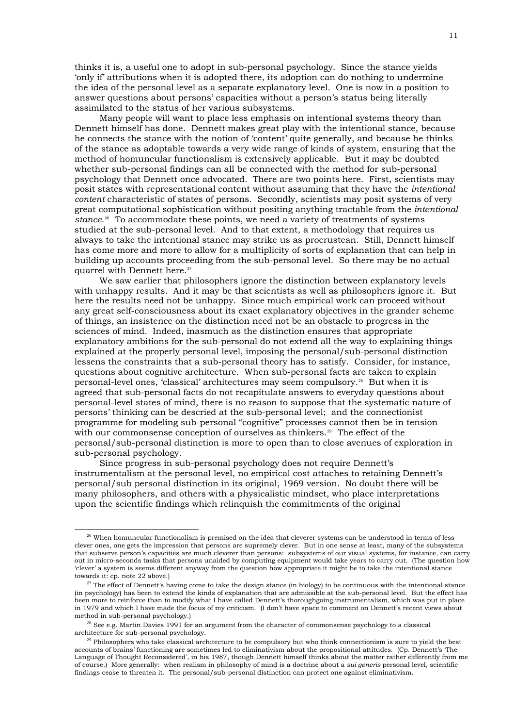thinks it is, a useful one to adopt in sub-personal psychology. Since the stance yields 'only if' attributions when it is adopted there, its adoption can do nothing to undermine the idea of the personal level as a separate explanatory level. One is now in a position to answer questions about persons' capacities without a person's status being literally assimilated to the status of her various subsystems.

Many people will want to place less emphasis on intentional systems theory than Dennett himself has done. Dennett makes great play with the intentional stance, because he connects the stance with the notion of 'content' quite generally, and because he thinks of the stance as adoptable towards a very wide range of kinds of system, ensuring that the method of homuncular functionalism is extensively applicable. But it may be doubted whether sub-personal findings can all be connected with the method for sub-personal psychology that Dennett once advocated. There are two points here. First, scientists may posit states with representational content without assuming that they have the *intentional content* characteristic of states of persons. Secondly, scientists may posit systems of very great computational sophistication without positing anything tractable from the *intentional stance*.[26] To accommodate these points, we need a variety of treatments of systems studied at the sub-personal level. And to that extent, a methodology that requires us always to take the intentional stance may strike us as procrustean. Still, Dennett himself has come more and more to allow for a multiplicity of sorts of explanation that can help in building up accounts proceeding from the sub-personal level. So there may be no actual quarrel with Dennett here.[27]

We saw earlier that philosophers ignore the distinction between explanatory levels with unhappy results. And it may be that scientists as well as philosophers ignore it. But here the results need not be unhappy. Since much empirical work can proceed without any great self-consciousness about its exact explanatory objectives in the grander scheme of things, an insistence on the distinction need not be an obstacle to progress in the sciences of mind. Indeed, inasmuch as the distinction ensures that appropriate explanatory ambitions for the sub-personal do not extend all the way to explaining things explained at the properly personal level, imposing the personal/sub-personal distinction lessens the constraints that a sub-personal theory has to satisfy. Consider, for instance, questions about cognitive architecture. When sub-personal facts are taken to explain personal-level ones, 'classical' architectures may seem compulsory.[28] But when it is agreed that sub-personal facts do not recapitulate answers to everyday questions about personal-level states of mind, there is no reason to suppose that the systematic nature of persons' thinking can be descried at the sub-personal level; and the connectionist programme for modeling sub-personal "cognitive" processes cannot then be in tension with our commonsense conception of ourselves as thinkers.[29] The effect of the personal/sub-personal distinction is more to open than to close avenues of exploration in sub-personal psychology.

Since progress in sub-personal psychology does not require Dennett's instrumentalism at the personal level, no empirical cost attaches to retaining Dennett's personal/sub personal distinction in its original, 1969 version. No doubt there will be many philosophers, and others with a physicalistic mindset, who place interpretations upon the scientific findings which relinquish the commitments of the original

---

[26] When homuncular functionalism is premised on the idea that cleverer systems can be understood in terms of less clever ones, one gets the impression that persons are supremely clever. But in one sense at least, many of the subsystems that subserve person's capacities are much cleverer than persons: subsystems of our visual systems, for instance, can carry out in micro-seconds tasks that persons unaided by computing equipment would take years to carry out. (The question how 'clever' a system is seems different anyway from the question how appropriate it might be to take the intentional stance towards it: cp. note 22 above.)

[27] The effect of Dennett's having come to take the design stance (in biology) to be continuous with the intentional stance (in psychology) has been to extend the kinds of explanation that are admissible at the sub-personal level. But the effect has been more to reinforce than to modify what I have called Dennett's thoroughgoing instrumentalism, which was put in place in 1979 and which I have made the focus of my criticism. (I don't have space to comment on Dennett's recent views about method in sub-personal psychology.)

[28] See e.g. Martin Davies 1991 for an argument from the character of commonsense psychology to a classical architecture for sub-personal psychology.

[29] Philosophers who take classical architecture to be compulsory but who think connectionism is sure to yield the best accounts of brains' functioning are sometimes led to eliminativism about the propositional attitudes. (Cp. Dennett's 'The Language of Thought Reconsidered', in his 1987, though Dennett himself thinks about the matter rather differently from me of course.) More generally: when realism in philosophy of mind is a doctrine about a *sui generis* personal level, scientific findings cease to threaten it. The personal/sub-personal distinction can protect one against eliminativism.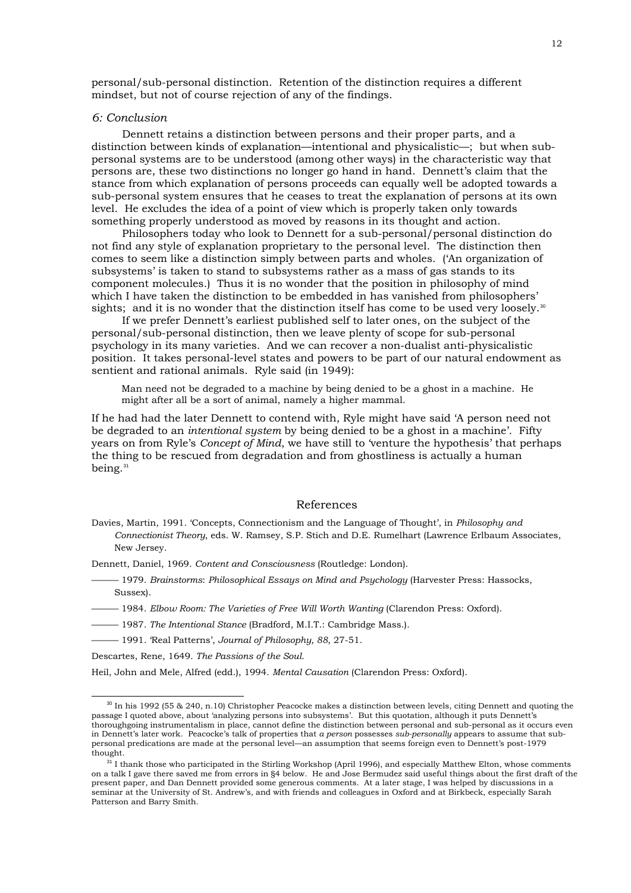personal/sub-personal distinction. Retention of the distinction requires a different mindset, but not of course rejection of any of the findings.

### *6: Conclusion*

Dennett retains a distinction between persons and their proper parts, and a distinction between kinds of explanation—intentional and physicalistic—; but when sub-personal systems are to be understood (among other ways) in the characteristic way that persons are, these two distinctions no longer go hand in hand. Dennett's claim that the stance from which explanation of persons proceeds can equally well be adopted towards a sub-personal system ensures that he ceases to treat the explanation of persons at its own level. He excludes the idea of a point of view which is properly taken only towards something properly understood as moved by reasons in its thought and action.

Philosophers today who look to Dennett for a sub-personal/personal distinction do not find any style of explanation proprietary to the personal level. The distinction then comes to seem like a distinction simply between parts and wholes. ('An organization of subsystems' is taken to stand to subsystems rather as a mass of gas stands to its component molecules.) Thus it is no wonder that the position in philosophy of mind which I have taken the distinction to be embedded in has vanished from philosophers' sights; and it is no wonder that the distinction itself has come to be used very loosely.[30]

If we prefer Dennett's earliest published self to later ones, on the subject of the personal/sub-personal distinction, then we leave plenty of scope for sub-personal psychology in its many varieties. And we can recover a non-dualist anti-physicalistic position. It takes personal-level states and powers to be part of our natural endowment as sentient and rational animals. Ryle said (in 1949):

> Man need not be degraded to a machine by being denied to be a ghost in a machine. He might after all be a sort of animal, namely a higher mammal.

If he had had the later Dennett to contend with, Ryle might have said 'A person need not be degraded to an *intentional system* by being denied to be a ghost in a machine'. Fifty years on from Ryle's *Concept of Mind*, we have still to 'venture the hypothesis' that perhaps the thing to be rescued from degradation and from ghostliness is actually a human being.[31]

## References

Davies, Martin, 1991. 'Concepts, Connectionism and the Language of Thought', in *Philosophy and Connectionist Theory*, eds. W. Ramsey, S.P. Stich and D.E. Rumelhart (Lawrence Erlbaum Associates, New Jersey.

Dennett, Daniel, 1969. *Content and Consciousness* (Routledge: London).

——— 1979. *Brainstorms*: *Philosophical Essays on Mind and Psychology* (Harvester Press: Hassocks, Sussex).

——— 1984. *Elbow Room: The Varieties of Free Will Worth Wanting* (Clarendon Press: Oxford).

——— 1987. *The Intentional Stance* (Bradford, M.I.T.: Cambridge Mass.).

——— 1991. 'Real Patterns', *Journal of Philosophy, 88*, 27-51.

Descartes, Rene, 1649. *The Passions of the Soul*.

Heil, John and Mele, Alfred (edd.), 1994. *Mental Causation* (Clarendon Press: Oxford).

[30] In his 1992 (55 & 240, n.10) Christopher Peacocke makes a distinction between levels, citing Dennett and quoting the passage I quoted above, about 'analyzing persons into subsystems'. But this quotation, although it puts Dennett's thoroughgoing instrumentalism in place, cannot define the distinction between personal and sub-personal as it occurs even in Dennett's later work. Peacocke's talk of properties that *a person* possesses *sub-personally* appears to assume that sub-personal predications are made at the personal level—an assumption that seems foreign even to Dennett's post-1979 thought.

[31] I thank those who participated in the Stirling Workshop (April 1996), and especially Matthew Elton, whose comments on a talk I gave there saved me from errors in §4 below. He and Jose Bermudez said useful things about the first draft of the present paper, and Dan Dennett provided some generous comments. At a later stage, I was helped by discussions in a seminar at the University of St. Andrew's, and with friends and colleagues in Oxford and at Birkbeck, especially Sarah Patterson and Barry Smith.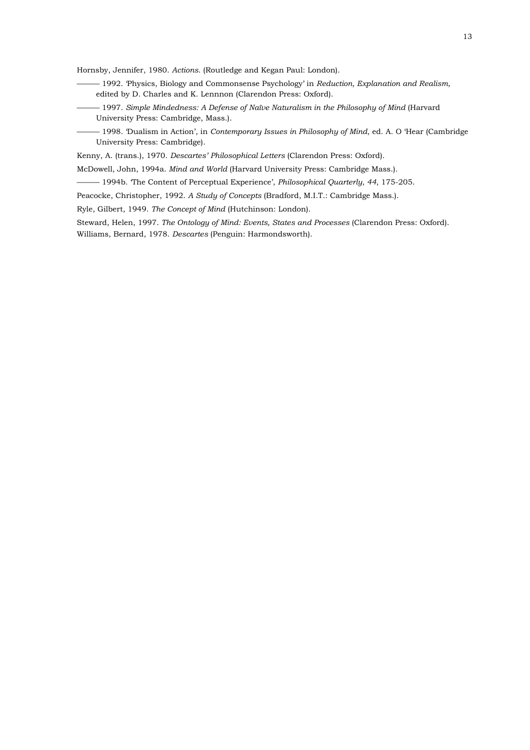Hornsby, Jennifer, 1980. *Actions*. (Routledge and Kegan Paul: London).

——— 1992. 'Physics, Biology and Commonsense Psychology' in *Reduction, Explanation and Realism*, edited by D. Charles and K. Lennnon (Clarendon Press: Oxford).

——— 1997. *Simple Mindedness: A Defense of Naïve Naturalism in the Philosophy of Mind* (Harvard University Press: Cambridge, Mass.).

——— 1998. 'Dualism in Action', in *Contemporary Issues in Philosophy of Mind*, ed. A. O 'Hear (Cambridge University Press: Cambridge).

Kenny, A. (trans.), 1970. *Descartes' Philosophical Letters* (Clarendon Press: Oxford).

McDowell, John, 1994a. *Mind and World* (Harvard University Press: Cambridge Mass.).

——— 1994b. 'The Content of Perceptual Experience', *Philosophical Quarterly*, *44*, 175-205.

Peacocke, Christopher, 1992. *A Study of Concepts* (Bradford, M.I.T.: Cambridge Mass.).

Ryle, Gilbert, 1949. *The Concept of Mind* (Hutchinson: London).

Steward, Helen, 1997. *The Ontology of Mind: Events, States and Processes* (Clarendon Press: Oxford).

Williams, Bernard, 1978. *Descartes* (Penguin: Harmondsworth).